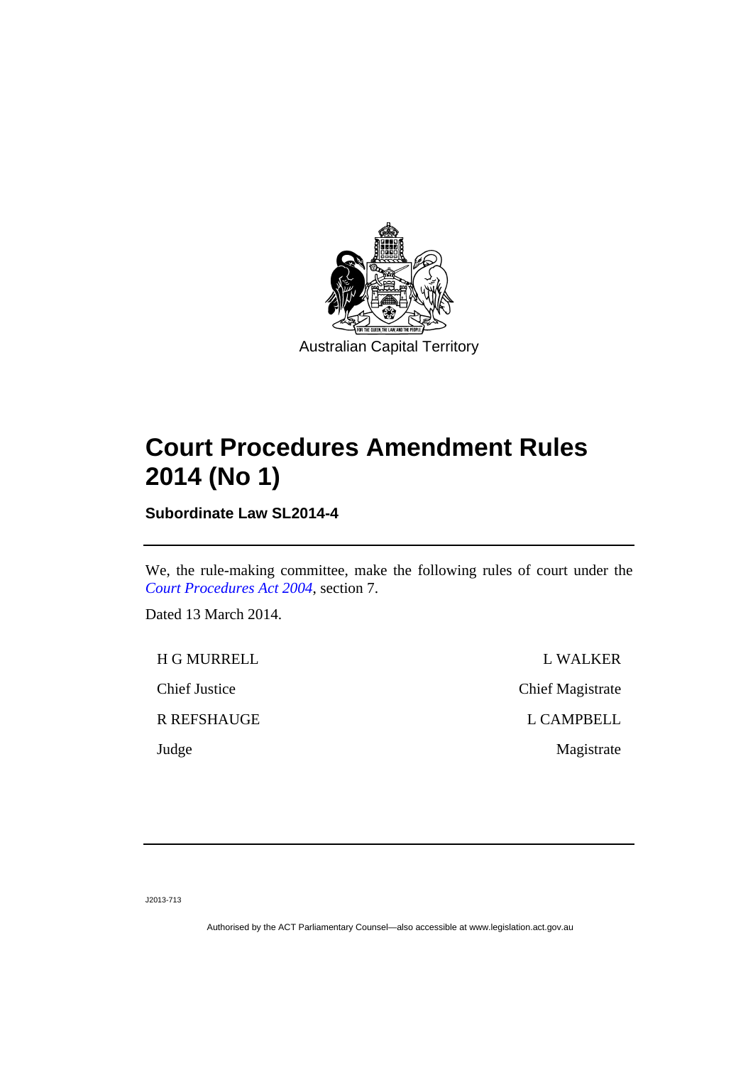Australian Capital Territory

# Court Procedures Amendment Rules 2014 (No 1)

**Subordinate Law SL2014-4**

---

We, the rule-making committee, make the following rules of court under the *Court Procedures Act 2004*, section 7.

Dated 13 March 2014.

| | |
|---|---|
| H G MURRELL | L WALKER |
| Chief Justice | Chief Magistrate |
| R REFSHAUGE | L CAMPBELL |
| Judge | Magistrate |

---

J2013-713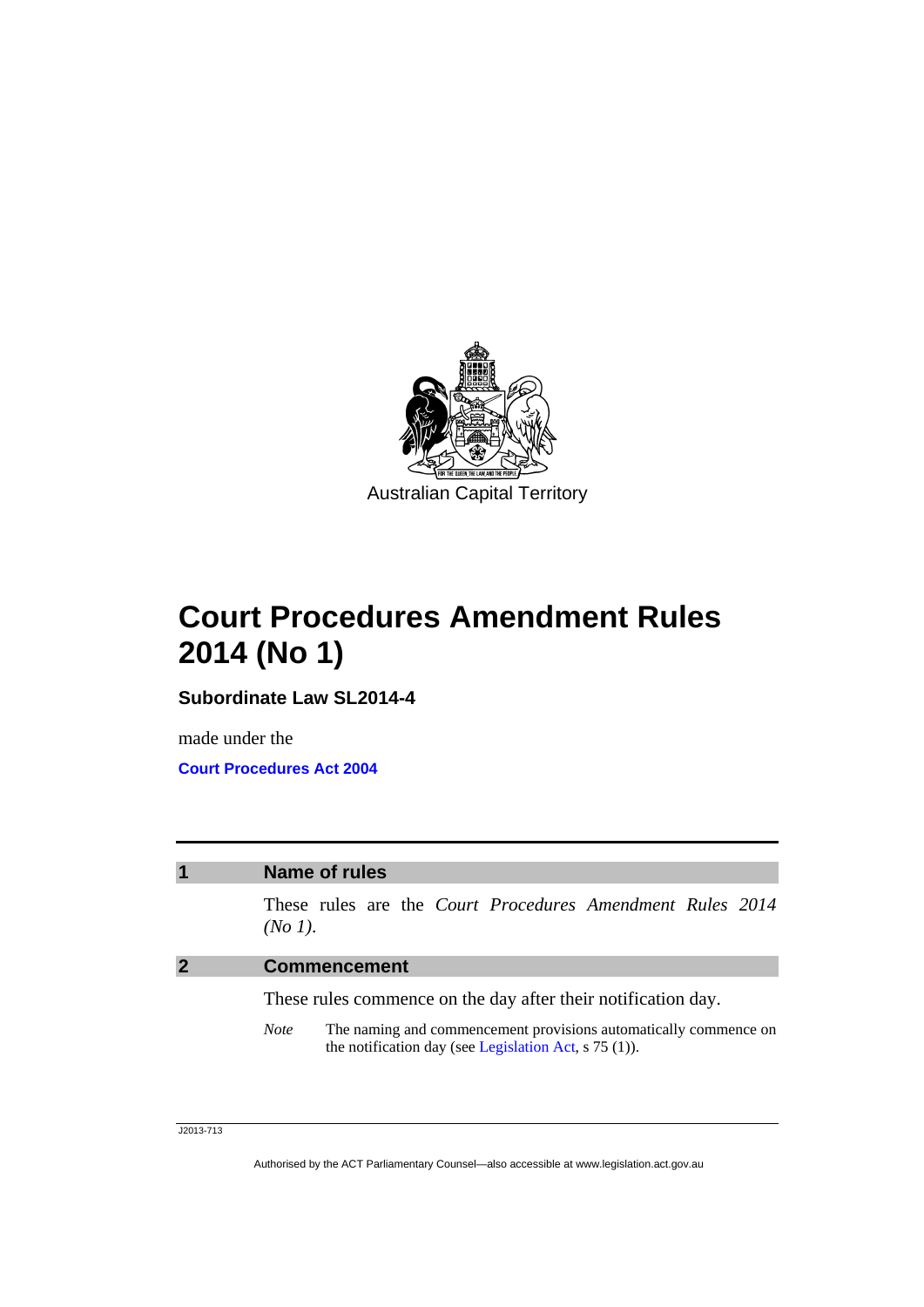Australian Capital Territory

# Court Procedures Amendment Rules 2014 (No 1)

**Subordinate Law SL2014-4**

made under the

**Court Procedures Act 2004**

## 1 Name of rules

These rules are the *Court Procedures Amendment Rules 2014 (No 1)*.

## 2 Commencement

These rules commence on the day after their notification day.

*Note* The naming and commencement provisions automatically commence on the notification day (see Legislation Act, s 75 (1)).

J2013-713

Authorised by the ACT Parliamentary Counsel—also accessible at www.legislation.act.gov.au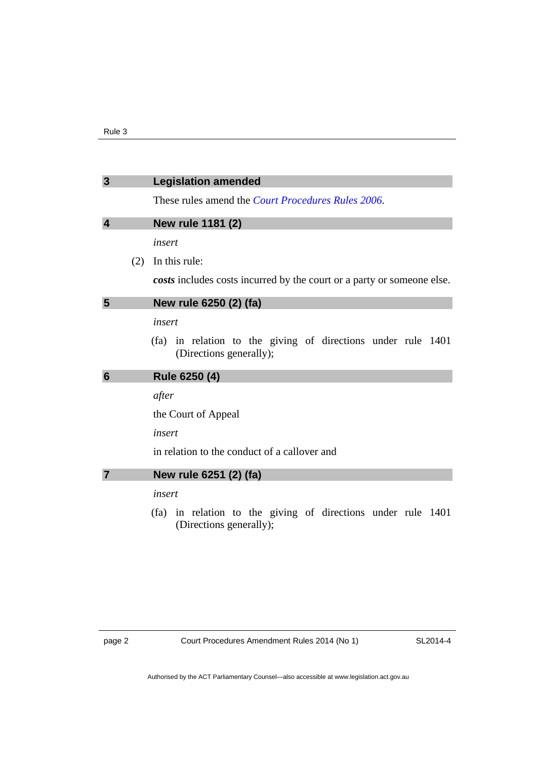## 3 Legislation amended

These rules amend the *Court Procedures Rules 2006*.

## 4 New rule 1181 (2)

*insert*

(2) In this rule:

***costs*** includes costs incurred by the court or a party or someone else.

## 5 New rule 6250 (2) (fa)

*insert*

(fa) in relation to the giving of directions under rule 1401 (Directions generally);

## 6 Rule 6250 (4)

*after*

the Court of Appeal

*insert*

in relation to the conduct of a callover and

## 7 New rule 6251 (2) (fa)

*insert*

(fa) in relation to the giving of directions under rule 1401 (Directions generally);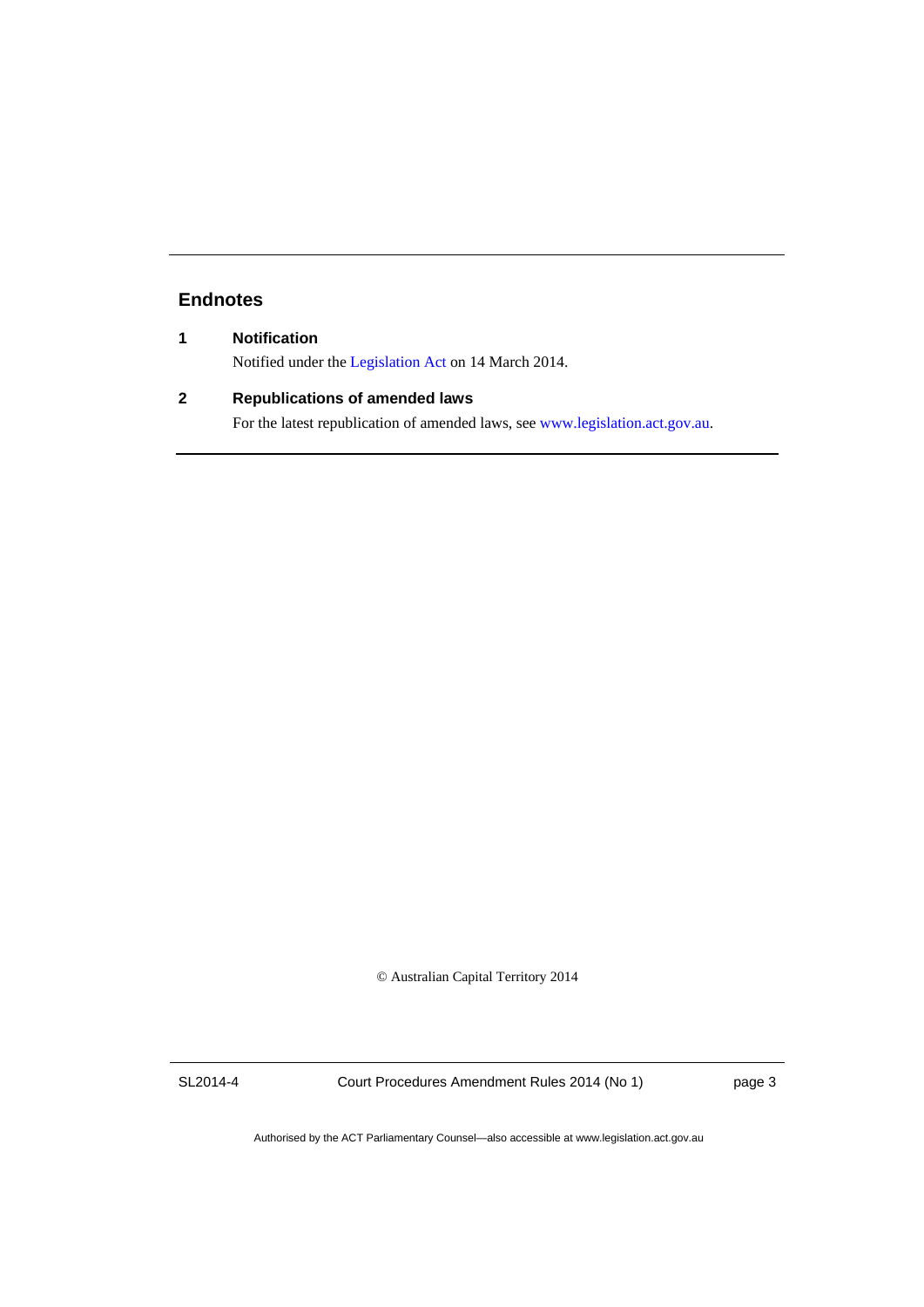## Endnotes

### 1 Notification

Notified under the Legislation Act on 14 March 2014.

### 2 Republications of amended laws

For the latest republication of amended laws, see www.legislation.act.gov.au.

© Australian Capital Territory 2014